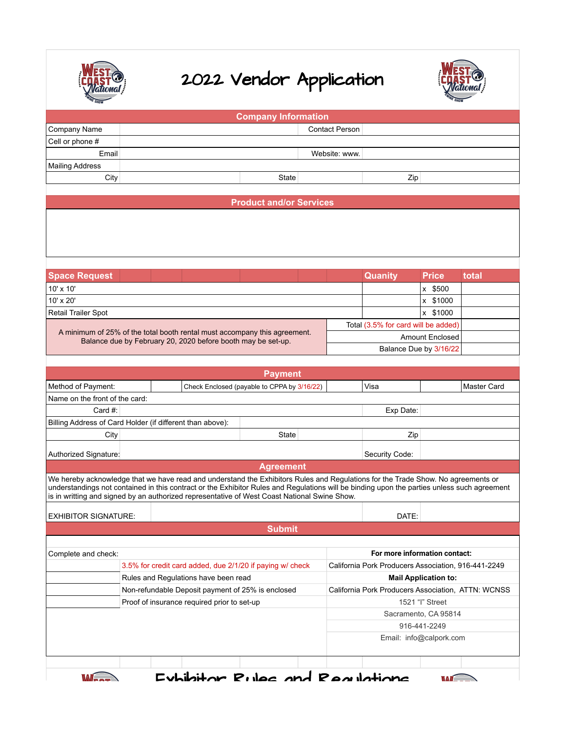# 2022 Vendor Application

## Company Information

| | | | |
|---|---|---|---|
| Company Name | | Contact Person | |
| Cell or phone # | | | |
| Email | | Website: www. | |
| Mailing Address | | | |
| City | | State | | Zip | |

## Product and/or Services

## Space Request

| Space Request | Quanity | Price | total |
|---|---|---|---|
| 10' x 10' | | x $500 | |
| 10' x 20' | | x $1000 | |
| Retail Trailer Spot | | x $1000 | |

A minimum of 25% of the total booth rental must accompany this agreement. Balance due by February 20, 2020 before booth may be set-up.

| | |
|---|---|
| Total (3.5% for card will be added) | |
| Amount Enclosed | |
| Balance Due by 3/16/22 | |

## Payment

| | | | | | |
|---|---|---|---|---|---|
| Method of Payment: | | Check Enclosed (payable to CPPA by 3/16/22) | | Visa | | Master Card |

Name on the front of the card:

Card #: Exp Date:

Billing Address of Card Holder (if different than above):

City State Zip

Authorized Signature: Security Code:

## Agreement

We hereby acknowledge that we have read and understand the Exhibitors Rules and Regulations for the Trade Show. No agreements or understandings not contained in this contract or the Exhibitor Rules and Regulations will be binding upon the parties unless such agreement is in writting and signed by an authorized representative of West Coast National Swine Show.

EXHIBITOR SIGNATURE: DATE:

## Submit

Complete and check:

- [ ] 3.5% for credit card added, due 2/1/20 if paying w/ check
- [ ] Rules and Regulations have been read
- [ ] Non-refundable Deposit payment of 25% is enclosed
- [ ] Proof of insurance required prior to set-up

**For more information contact:**

California Pork Producers Association, 916-441-2249

**Mail Application to:**

California Pork Producers Association, ATTN: WCNSS
1521 "I" Street
Sacramento, CA 95814
916-441-2249
Email: info@calpork.com

# Exhibitor Rules and Regulations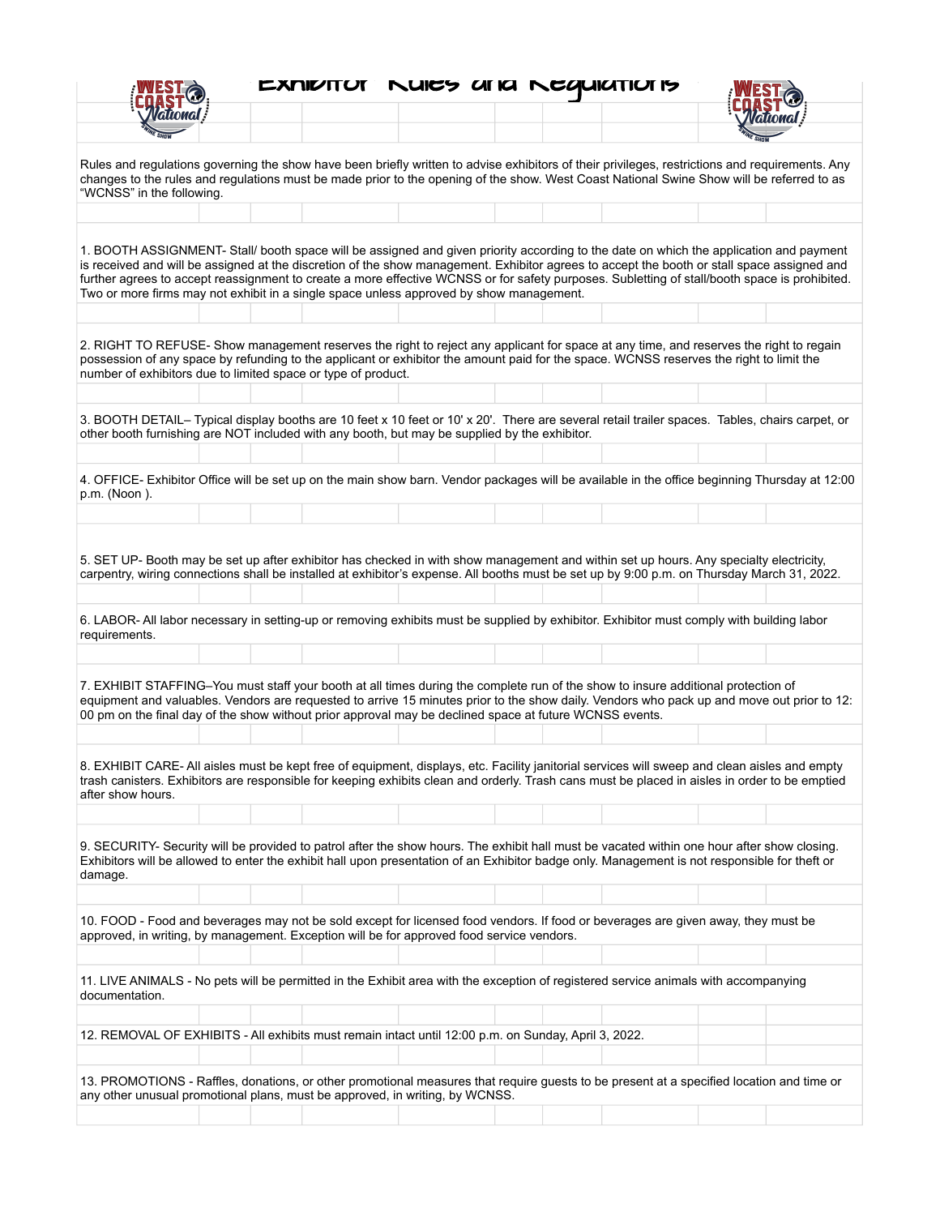# Exhibitor Rules and Regulations

Rules and regulations governing the show have been briefly written to advise exhibitors of their privileges, restrictions and requirements. Any changes to the rules and regulations must be made prior to the opening of the show. West Coast National Swine Show will be referred to as "WCNSS" in the following.

1. BOOTH ASSIGNMENT- Stall/ booth space will be assigned and given priority according to the date on which the application and payment is received and will be assigned at the discretion of the show management. Exhibitor agrees to accept the booth or stall space assigned and further agrees to accept reassignment to create a more effective WCNSS or for safety purposes. Subletting of stall/booth space is prohibited. Two or more firms may not exhibit in a single space unless approved by show management.

2. RIGHT TO REFUSE- Show management reserves the right to reject any applicant for space at any time, and reserves the right to regain possession of any space by refunding to the applicant or exhibitor the amount paid for the space. WCNSS reserves the right to limit the number of exhibitors due to limited space or type of product.

3. BOOTH DETAIL– Typical display booths are 10 feet x 10 feet or 10' x 20'. There are several retail trailer spaces. Tables, chairs carpet, or other booth furnishing are NOT included with any booth, but may be supplied by the exhibitor.

4. OFFICE- Exhibitor Office will be set up on the main show barn. Vendor packages will be available in the office beginning Thursday at 12:00 p.m. (Noon ).

5. SET UP- Booth may be set up after exhibitor has checked in with show management and within set up hours. Any specialty electricity, carpentry, wiring connections shall be installed at exhibitor's expense. All booths must be set up by 9:00 p.m. on Thursday March 31, 2022.

6. LABOR- All labor necessary in setting-up or removing exhibits must be supplied by exhibitor. Exhibitor must comply with building labor requirements.

7. EXHIBIT STAFFING–You must staff your booth at all times during the complete run of the show to insure additional protection of equipment and valuables. Vendors are requested to arrive 15 minutes prior to the show daily. Vendors who pack up and move out prior to 12: 00 pm on the final day of the show without prior approval may be declined space at future WCNSS events.

8. EXHIBIT CARE- All aisles must be kept free of equipment, displays, etc. Facility janitorial services will sweep and clean aisles and empty trash canisters. Exhibitors are responsible for keeping exhibits clean and orderly. Trash cans must be placed in aisles in order to be emptied after show hours.

9. SECURITY- Security will be provided to patrol after the show hours. The exhibit hall must be vacated within one hour after show closing. Exhibitors will be allowed to enter the exhibit hall upon presentation of an Exhibitor badge only. Management is not responsible for theft or damage.

10. FOOD - Food and beverages may not be sold except for licensed food vendors. If food or beverages are given away, they must be approved, in writing, by management. Exception will be for approved food service vendors.

11. LIVE ANIMALS - No pets will be permitted in the Exhibit area with the exception of registered service animals with accompanying documentation.

12. REMOVAL OF EXHIBITS - All exhibits must remain intact until 12:00 p.m. on Sunday, April 3, 2022.

13. PROMOTIONS - Raffles, donations, or other promotional measures that require guests to be present at a specified location and time or any other unusual promotional plans, must be approved, in writing, by WCNSS.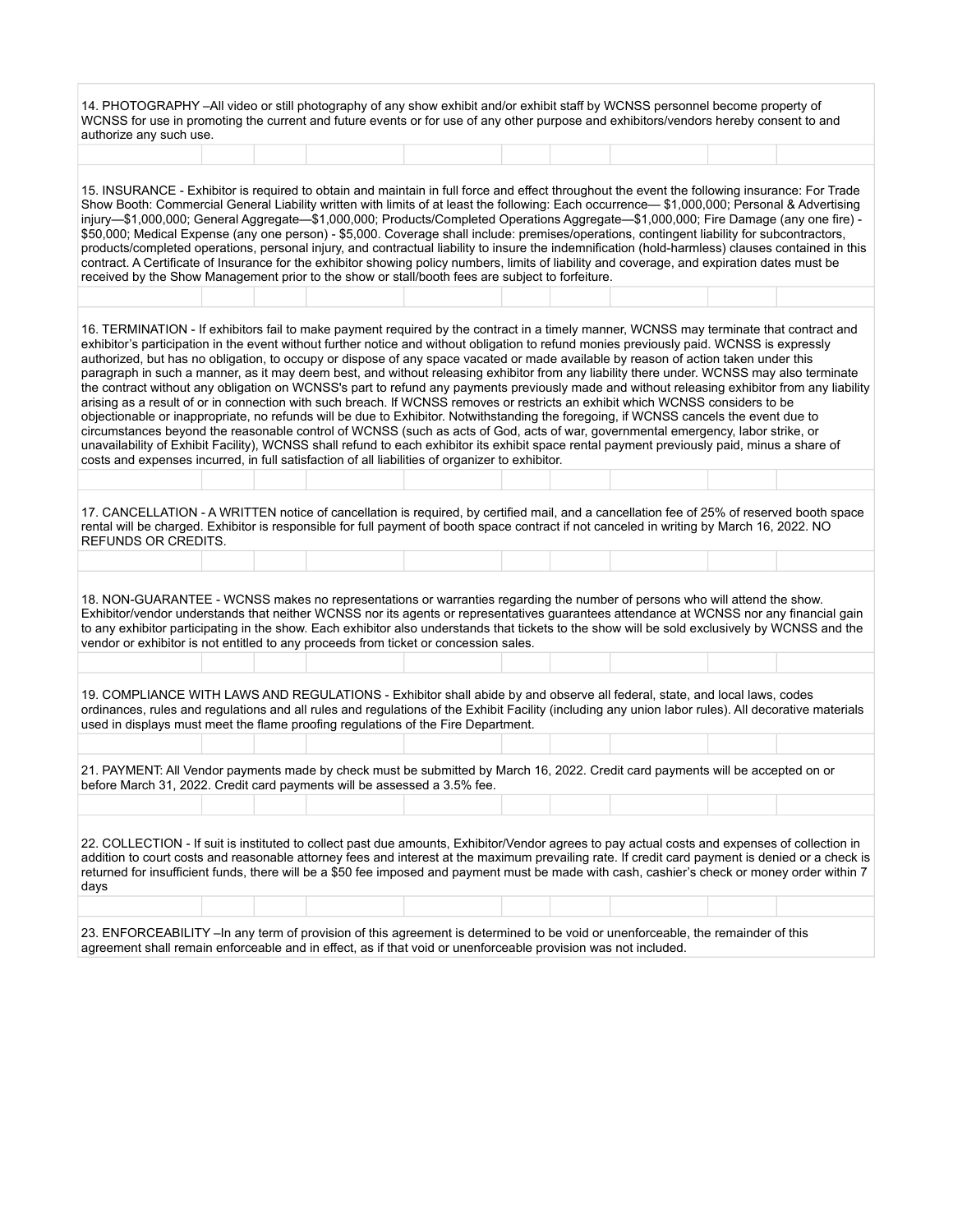14. PHOTOGRAPHY –All video or still photography of any show exhibit and/or exhibit staff by WCNSS personnel become property of WCNSS for use in promoting the current and future events or for use of any other purpose and exhibitors/vendors hereby consent to and authorize any such use.

15. INSURANCE - Exhibitor is required to obtain and maintain in full force and effect throughout the event the following insurance: For Trade Show Booth: Commercial General Liability written with limits of at least the following: Each occurrence— $1,000,000; Personal & Advertising injury—$1,000,000; General Aggregate—$1,000,000; Products/Completed Operations Aggregate—$1,000,000; Fire Damage (any one fire) - $50,000; Medical Expense (any one person) - $5,000. Coverage shall include: premises/operations, contingent liability for subcontractors, products/completed operations, personal injury, and contractual liability to insure the indemnification (hold-harmless) clauses contained in this contract. A Certificate of Insurance for the exhibitor showing policy numbers, limits of liability and coverage, and expiration dates must be received by the Show Management prior to the show or stall/booth fees are subject to forfeiture.

16. TERMINATION - If exhibitors fail to make payment required by the contract in a timely manner, WCNSS may terminate that contract and exhibitor's participation in the event without further notice and without obligation to refund monies previously paid. WCNSS is expressly authorized, but has no obligation, to occupy or dispose of any space vacated or made available by reason of action taken under this paragraph in such a manner, as it may deem best, and without releasing exhibitor from any liability there under. WCNSS may also terminate the contract without any obligation on WCNSS's part to refund any payments previously made and without releasing exhibitor from any liability arising as a result of or in connection with such breach. If WCNSS removes or restricts an exhibit which WCNSS considers to be objectionable or inappropriate, no refunds will be due to Exhibitor. Notwithstanding the foregoing, if WCNSS cancels the event due to circumstances beyond the reasonable control of WCNSS (such as acts of God, acts of war, governmental emergency, labor strike, or unavailability of Exhibit Facility), WCNSS shall refund to each exhibitor its exhibit space rental payment previously paid, minus a share of costs and expenses incurred, in full satisfaction of all liabilities of organizer to exhibitor.

17. CANCELLATION - A WRITTEN notice of cancellation is required, by certified mail, and a cancellation fee of 25% of reserved booth space rental will be charged. Exhibitor is responsible for full payment of booth space contract if not canceled in writing by March 16, 2022. NO REFUNDS OR CREDITS.

18. NON-GUARANTEE - WCNSS makes no representations or warranties regarding the number of persons who will attend the show. Exhibitor/vendor understands that neither WCNSS nor its agents or representatives guarantees attendance at WCNSS nor any financial gain to any exhibitor participating in the show. Each exhibitor also understands that tickets to the show will be sold exclusively by WCNSS and the vendor or exhibitor is not entitled to any proceeds from ticket or concession sales.

19. COMPLIANCE WITH LAWS AND REGULATIONS - Exhibitor shall abide by and observe all federal, state, and local laws, codes ordinances, rules and regulations and all rules and regulations of the Exhibit Facility (including any union labor rules). All decorative materials used in displays must meet the flame proofing regulations of the Fire Department.

21. PAYMENT: All Vendor payments made by check must be submitted by March 16, 2022. Credit card payments will be accepted on or before March 31, 2022. Credit card payments will be assessed a 3.5% fee.

22. COLLECTION - If suit is instituted to collect past due amounts, Exhibitor/Vendor agrees to pay actual costs and expenses of collection in addition to court costs and reasonable attorney fees and interest at the maximum prevailing rate. If credit card payment is denied or a check is returned for insufficient funds, there will be a $50 fee imposed and payment must be made with cash, cashier's check or money order within 7 days

23. ENFORCEABILITY –In any term of provision of this agreement is determined to be void or unenforceable, the remainder of this agreement shall remain enforceable and in effect, as if that void or unenforceable provision was not included.